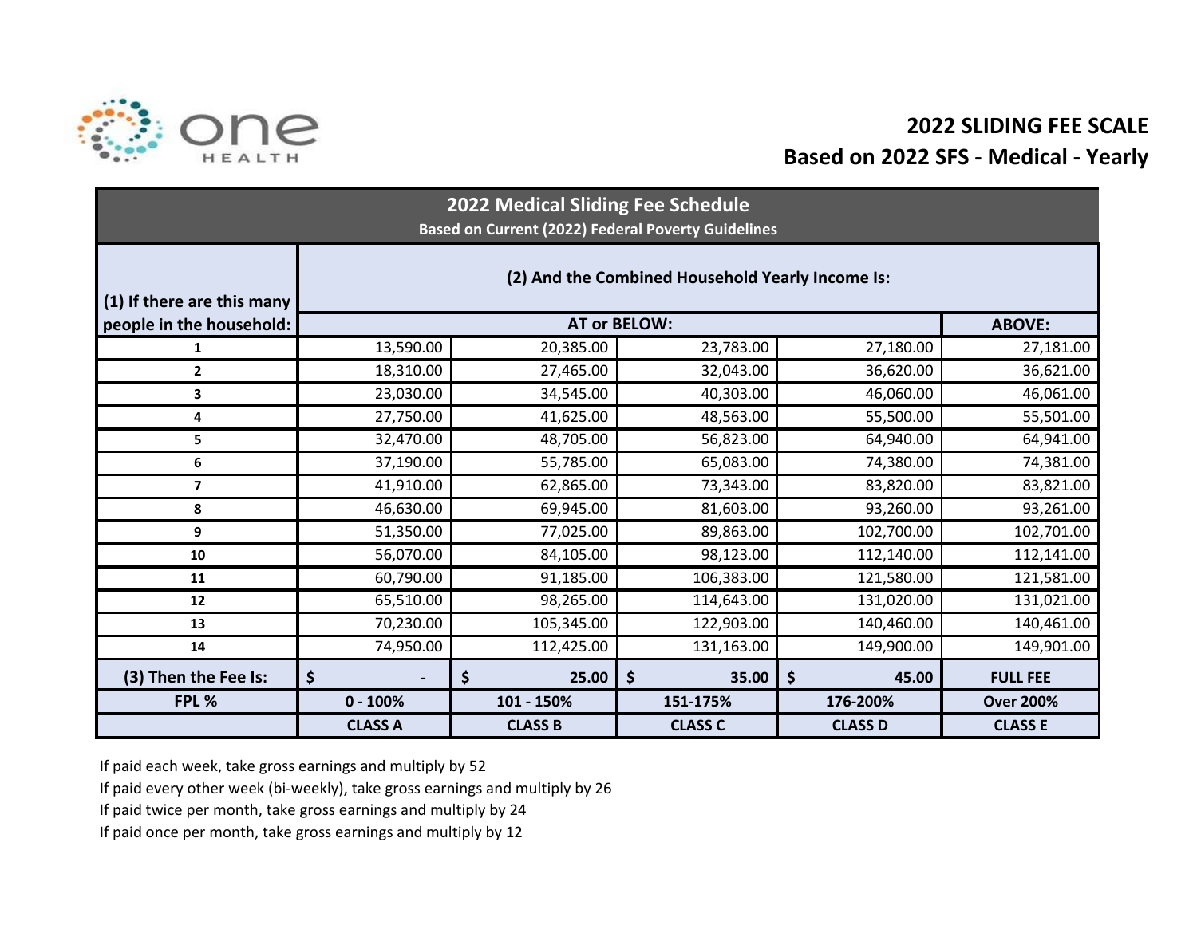one HEALTH

# 2022 SLIDING FEE SCALE
## Based on 2022 SFS - Medical - Yearly

| 2022 Medical Sliding Fee Schedule<br>Based on Current (2022) Federal Poverty Guidelines | | | | | |
|---|---|---|---|---|---|
| (1) If there are this many people in the household: | (2) And the Combined Household Yearly Income Is: | | | | |
| | AT or BELOW: | | | | ABOVE: |
| 1 | 13,590.00 | 20,385.00 | 23,783.00 | 27,180.00 | 27,181.00 |
| 2 | 18,310.00 | 27,465.00 | 32,043.00 | 36,620.00 | 36,621.00 |
| 3 | 23,030.00 | 34,545.00 | 40,303.00 | 46,060.00 | 46,061.00 |
| 4 | 27,750.00 | 41,625.00 | 48,563.00 | 55,500.00 | 55,501.00 |
| 5 | 32,470.00 | 48,705.00 | 56,823.00 | 64,940.00 | 64,941.00 |
| 6 | 37,190.00 | 55,785.00 | 65,083.00 | 74,380.00 | 74,381.00 |
| 7 | 41,910.00 | 62,865.00 | 73,343.00 | 83,820.00 | 83,821.00 |
| 8 | 46,630.00 | 69,945.00 | 81,603.00 | 93,260.00 | 93,261.00 |
| 9 | 51,350.00 | 77,025.00 | 89,863.00 | 102,700.00 | 102,701.00 |
| 10 | 56,070.00 | 84,105.00 | 98,123.00 | 112,140.00 | 112,141.00 |
| 11 | 60,790.00 | 91,185.00 | 106,383.00 | 121,580.00 | 121,581.00 |
| 12 | 65,510.00 | 98,265.00 | 114,643.00 | 131,020.00 | 131,021.00 |
| 13 | 70,230.00 | 105,345.00 | 122,903.00 | 140,460.00 | 140,461.00 |
| 14 | 74,950.00 | 112,425.00 | 131,163.00 | 149,900.00 | 149,901.00 |
| **(3) Then the Fee Is:** | $ - | $ 25.00 | $ 35.00 | $ 45.00 | FULL FEE |
| **FPL %** | 0 - 100% | 101 - 150% | 151-175% | 176-200% | Over 200% |
| | CLASS A | CLASS B | CLASS C | CLASS D | CLASS E |

If paid each week, take gross earnings and multiply by 52

If paid every other week (bi-weekly), take gross earnings and multiply by 26

If paid twice per month, take gross earnings and multiply by 24

If paid once per month, take gross earnings and multiply by 12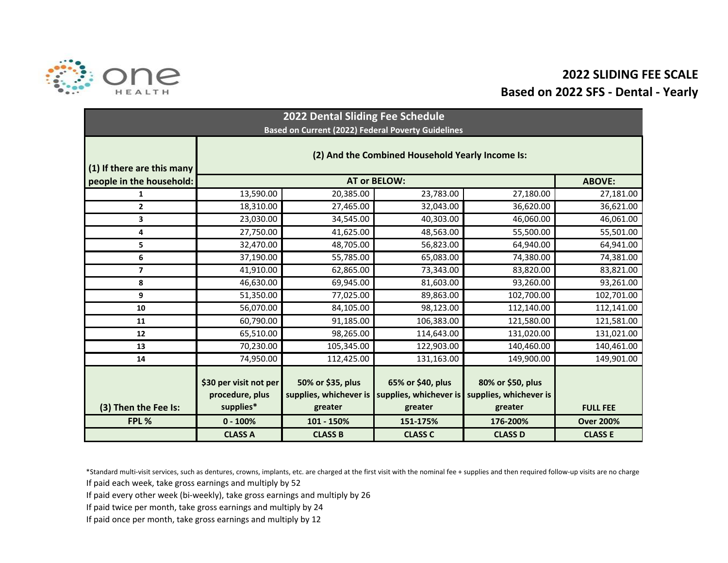## 2022 SLIDING FEE SCALE

## Based on 2022 SFS - Dental - Yearly

| 2022 Dental Sliding Fee Schedule<br>Based on Current (2022) Federal Poverty Guidelines | | | | | |
|---|---|---|---|---|---|
| (1) If there are this many people in the household: | (2) And the Combined Household Yearly Income Is: | | | | |
| | AT or BELOW: | | | | ABOVE: |
| 1 | 13,590.00 | 20,385.00 | 23,783.00 | 27,180.00 | 27,181.00 |
| 2 | 18,310.00 | 27,465.00 | 32,043.00 | 36,620.00 | 36,621.00 |
| 3 | 23,030.00 | 34,545.00 | 40,303.00 | 46,060.00 | 46,061.00 |
| 4 | 27,750.00 | 41,625.00 | 48,563.00 | 55,500.00 | 55,501.00 |
| 5 | 32,470.00 | 48,705.00 | 56,823.00 | 64,940.00 | 64,941.00 |
| 6 | 37,190.00 | 55,785.00 | 65,083.00 | 74,380.00 | 74,381.00 |
| 7 | 41,910.00 | 62,865.00 | 73,343.00 | 83,820.00 | 83,821.00 |
| 8 | 46,630.00 | 69,945.00 | 81,603.00 | 93,260.00 | 93,261.00 |
| 9 | 51,350.00 | 77,025.00 | 89,863.00 | 102,700.00 | 102,701.00 |
| 10 | 56,070.00 | 84,105.00 | 98,123.00 | 112,140.00 | 112,141.00 |
| 11 | 60,790.00 | 91,185.00 | 106,383.00 | 121,580.00 | 121,581.00 |
| 12 | 65,510.00 | 98,265.00 | 114,643.00 | 131,020.00 | 131,021.00 |
| 13 | 70,230.00 | 105,345.00 | 122,903.00 | 140,460.00 | 140,461.00 |
| 14 | 74,950.00 | 112,425.00 | 131,163.00 | 149,900.00 | 149,901.00 |
| (3) Then the Fee Is: | $30 per visit not per procedure, plus supplies* | 50% or $35, plus supplies, whichever is greater | 65% or $40, plus supplies, whichever is greater | 80% or $50, plus supplies, whichever is greater | FULL FEE |
| FPL % | 0 - 100% | 101 - 150% | 151-175% | 176-200% | Over 200% |
| | CLASS A | CLASS B | CLASS C | CLASS D | CLASS E |

*Standard multi-visit services, such as dentures, crowns, implants, etc. are charged at the first visit with the nominal fee + supplies and then required follow-up visits are no charge

If paid each week, take gross earnings and multiply by 52

If paid every other week (bi-weekly), take gross earnings and multiply by 26

If paid twice per month, take gross earnings and multiply by 24

If paid once per month, take gross earnings and multiply by 12